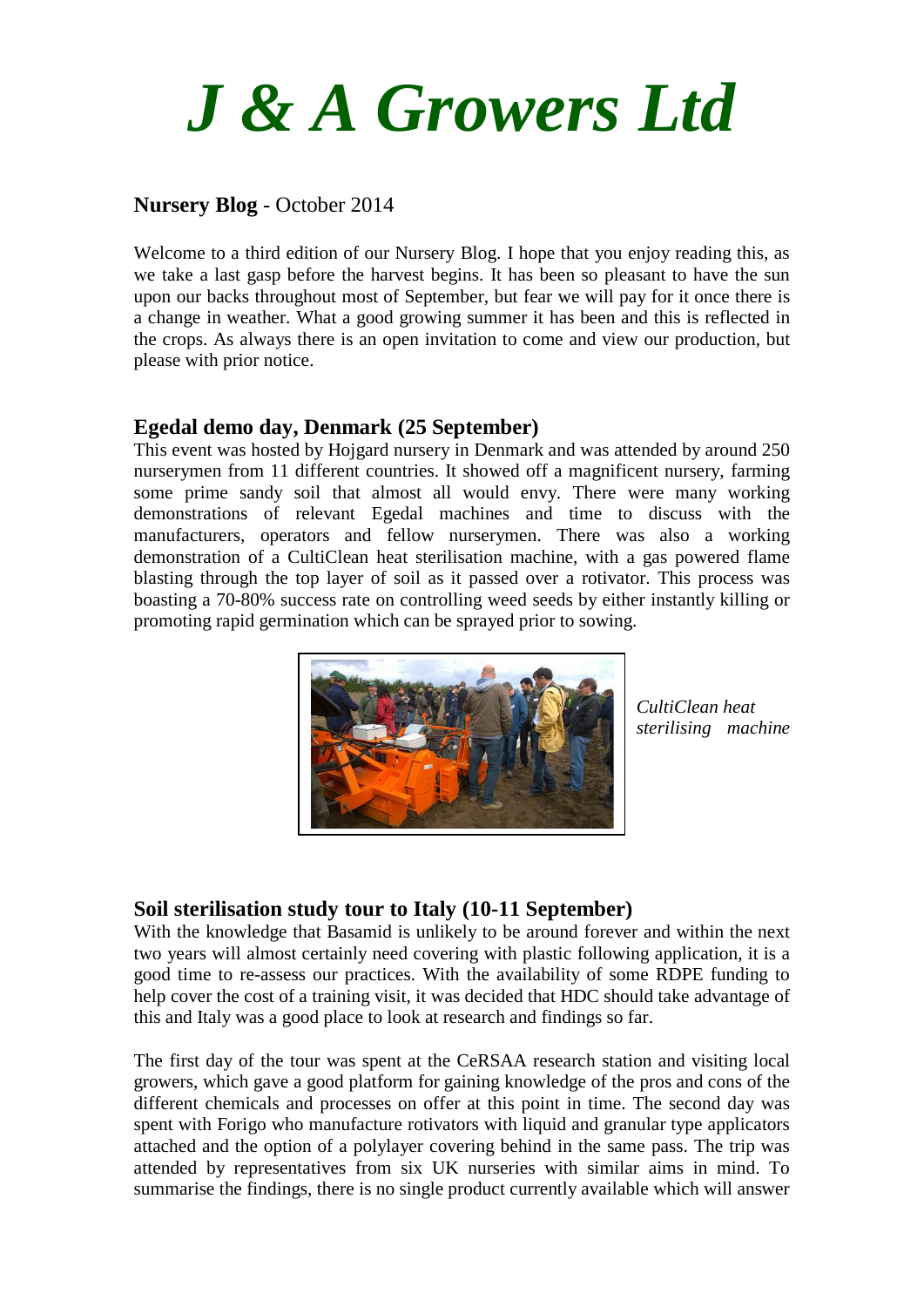# *J & A Growers Ltd*

**Nursery Blog** - October 2014

Welcome to a third edition of our Nursery Blog. I hope that you enjoy reading this, as we take a last gasp before the harvest begins. It has been so pleasant to have the sun upon our backs throughout most of September, but fear we will pay for it once there is a change in weather. What a good growing summer it has been and this is reflected in the crops. As always there is an open invitation to come and view our production, but please with prior notice.

## Egedal demo day, Denmark (25 September)

This event was hosted by Hojgard nursery in Denmark and was attended by around 250 nurserymen from 11 different countries. It showed off a magnificent nursery, farming some prime sandy soil that almost all would envy. There were many working demonstrations of relevant Egedal machines and time to discuss with the manufacturers, operators and fellow nurserymen. There was also a working demonstration of a CultiClean heat sterilisation machine, with a gas powered flame blasting through the top layer of soil as it passed over a rotivator. This process was boasting a 70-80% success rate on controlling weed seeds by either instantly killing or promoting rapid germination which can be sprayed prior to sowing.

*CultiClean heat sterilising machine*

## Soil sterilisation study tour to Italy (10-11 September)

With the knowledge that Basamid is unlikely to be around forever and within the next two years will almost certainly need covering with plastic following application, it is a good time to re-assess our practices. With the availability of some RDPE funding to help cover the cost of a training visit, it was decided that HDC should take advantage of this and Italy was a good place to look at research and findings so far.

The first day of the tour was spent at the CeRSAA research station and visiting local growers, which gave a good platform for gaining knowledge of the pros and cons of the different chemicals and processes on offer at this point in time. The second day was spent with Forigo who manufacture rotivators with liquid and granular type applicators attached and the option of a polylayer covering behind in the same pass. The trip was attended by representatives from six UK nurseries with similar aims in mind. To summarise the findings, there is no single product currently available which will answer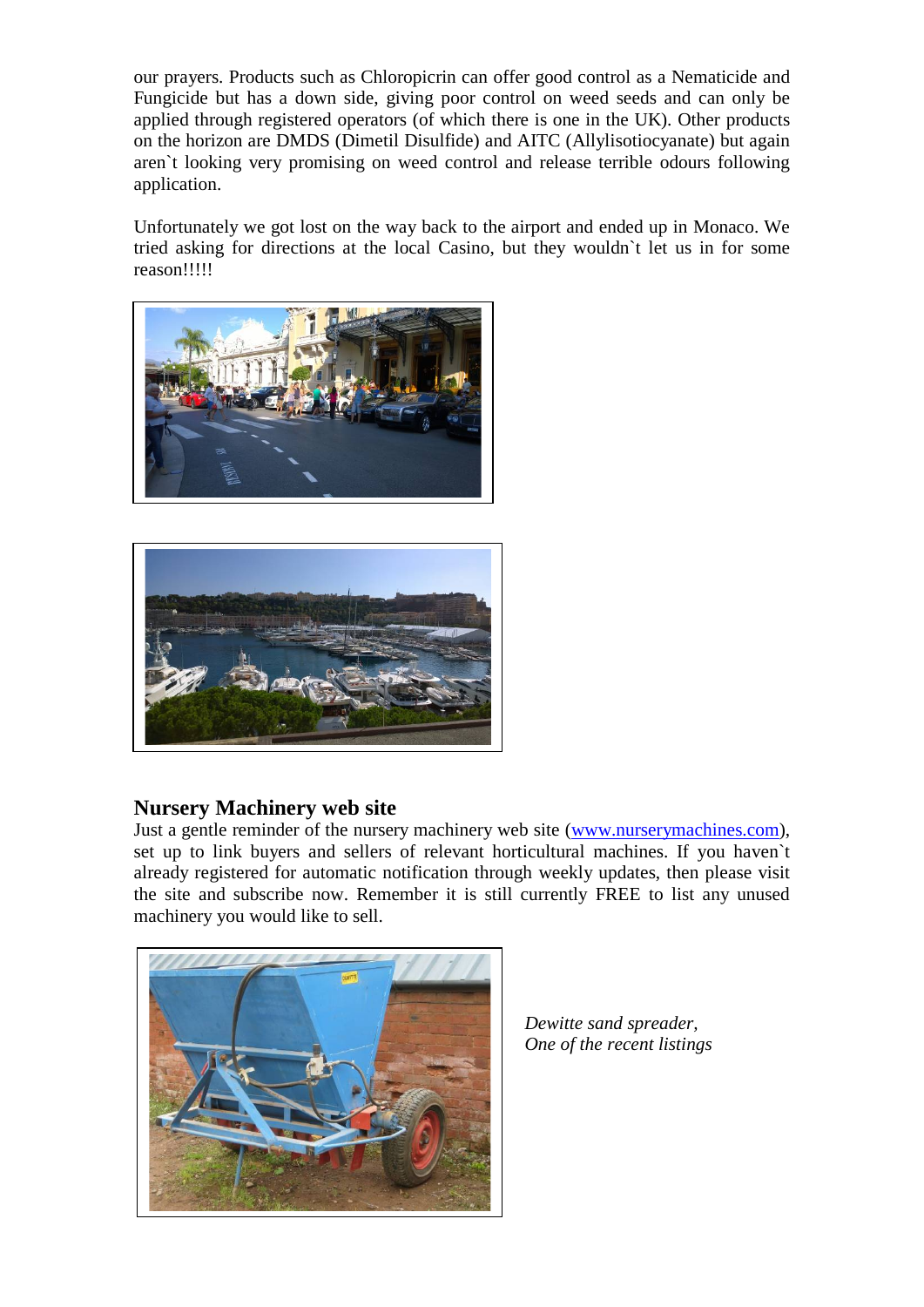our prayers. Products such as Chloropicrin can offer good control as a Nematicide and Fungicide but has a down side, giving poor control on weed seeds and can only be applied through registered operators (of which there is one in the UK). Other products on the horizon are DMDS (Dimetil Disulfide) and AITC (Allylisotiocyanate) but again aren`t looking very promising on weed control and release terrible odours following application.

Unfortunately we got lost on the way back to the airport and ended up in Monaco. We tried asking for directions at the local Casino, but they wouldn`t let us in for some reason!!!!!

## Nursery Machinery web site

Just a gentle reminder of the nursery machinery web site ([www.nurserymachines.com](http://www.nurserymachines.com)), set up to link buyers and sellers of relevant horticultural machines. If you haven`t already registered for automatic notification through weekly updates, then please visit the site and subscribe now. Remember it is still currently FREE to list any unused machinery you would like to sell.

*Dewitte sand spreader,*
*One of the recent listings*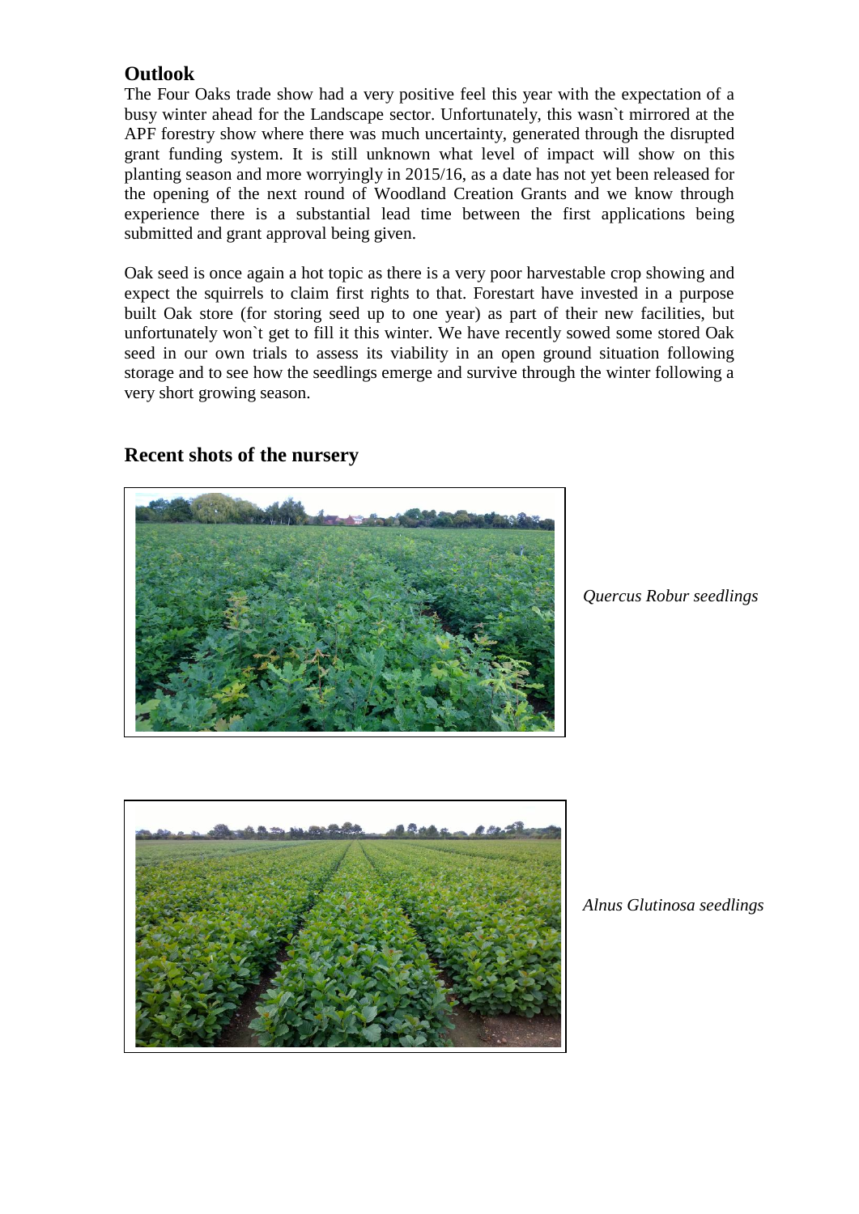## Outlook

The Four Oaks trade show had a very positive feel this year with the expectation of a busy winter ahead for the Landscape sector. Unfortunately, this wasn`t mirrored at the APF forestry show where there was much uncertainty, generated through the disrupted grant funding system. It is still unknown what level of impact will show on this planting season and more worryingly in 2015/16, as a date has not yet been released for the opening of the next round of Woodland Creation Grants and we know through experience there is a substantial lead time between the first applications being submitted and grant approval being given.

Oak seed is once again a hot topic as there is a very poor harvestable crop showing and expect the squirrels to claim first rights to that. Forestart have invested in a purpose built Oak store (for storing seed up to one year) as part of their new facilities, but unfortunately won`t get to fill it this winter. We have recently sowed some stored Oak seed in our own trials to assess its viability in an open ground situation following storage and to see how the seedlings emerge and survive through the winter following a very short growing season.

## Recent shots of the nursery

*Quercus Robur seedlings*

*Alnus Glutinosa seedlings*